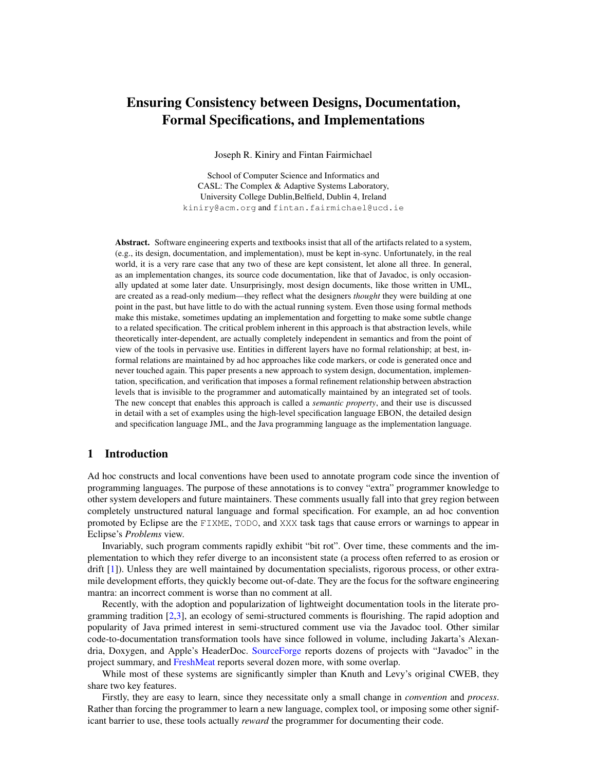# Ensuring Consistency between Designs, Documentation, Formal Specifications, and Implementations

Joseph R. Kiniry and Fintan Fairmichael

School of Computer Science and Informatics and
CASL: The Complex & Adaptive Systems Laboratory,
University College Dublin,Belfield, Dublin 4, Ireland
kiniry@acm.org and fintan.fairmichael@ucd.ie

**Abstract.** Software engineering experts and textbooks insist that all of the artifacts related to a system, (e.g., its design, documentation, and implementation), must be kept in-sync. Unfortunately, in the real world, it is a very rare case that any two of these are kept consistent, let alone all three. In general, as an implementation changes, its source code documentation, like that of Javadoc, is only occasionally updated at some later date. Unsurprisingly, most design documents, like those written in UML, are created as a read-only medium—they reflect what the designers *thought* they were building at one point in the past, but have little to do with the actual running system. Even those using formal methods make this mistake, sometimes updating an implementation and forgetting to make some subtle change to a related specification. The critical problem inherent in this approach is that abstraction levels, while theoretically inter-dependent, are actually completely independent in semantics and from the point of view of the tools in pervasive use. Entities in different layers have no formal relationship; at best, informal relations are maintained by ad hoc approaches like code markers, or code is generated once and never touched again. This paper presents a new approach to system design, documentation, implementation, specification, and verification that imposes a formal refinement relationship between abstraction levels that is invisible to the programmer and automatically maintained by an integrated set of tools. The new concept that enables this approach is called a *semantic property*, and their use is discussed in detail with a set of examples using the high-level specification language EBON, the detailed design and specification language JML, and the Java programming language as the implementation language.

## 1 Introduction

Ad hoc constructs and local conventions have been used to annotate program code since the invention of programming languages. The purpose of these annotations is to convey "extra" programmer knowledge to other system developers and future maintainers. These comments usually fall into that grey region between completely unstructured natural language and formal specification. For example, an ad hoc convention promoted by Eclipse are the FIXME, TODO, and XXX task tags that cause errors or warnings to appear in Eclipse's *Problems* view.

Invariably, such program comments rapidly exhibit "bit rot". Over time, these comments and the implementation to which they refer diverge to an inconsistent state (a process often referred to as erosion or drift [1]). Unless they are well maintained by documentation specialists, rigorous process, or other extra-mile development efforts, they quickly become out-of-date. They are the focus for the software engineering mantra: an incorrect comment is worse than no comment at all.

Recently, with the adoption and popularization of lightweight documentation tools in the literate programming tradition [2,3], an ecology of semi-structured comments is flourishing. The rapid adoption and popularity of Java primed interest in semi-structured comment use via the Javadoc tool. Other similar code-to-documentation transformation tools have since followed in volume, including Jakarta's Alexandria, Doxygen, and Apple's HeaderDoc. SourceForge reports dozens of projects with "Javadoc" in the project summary, and FreshMeat reports several dozen more, with some overlap.

While most of these systems are significantly simpler than Knuth and Levy's original CWEB, they share two key features.

Firstly, they are easy to learn, since they necessitate only a small change in *convention* and *process*. Rather than forcing the programmer to learn a new language, complex tool, or imposing some other significant barrier to use, these tools actually *reward* the programmer for documenting their code.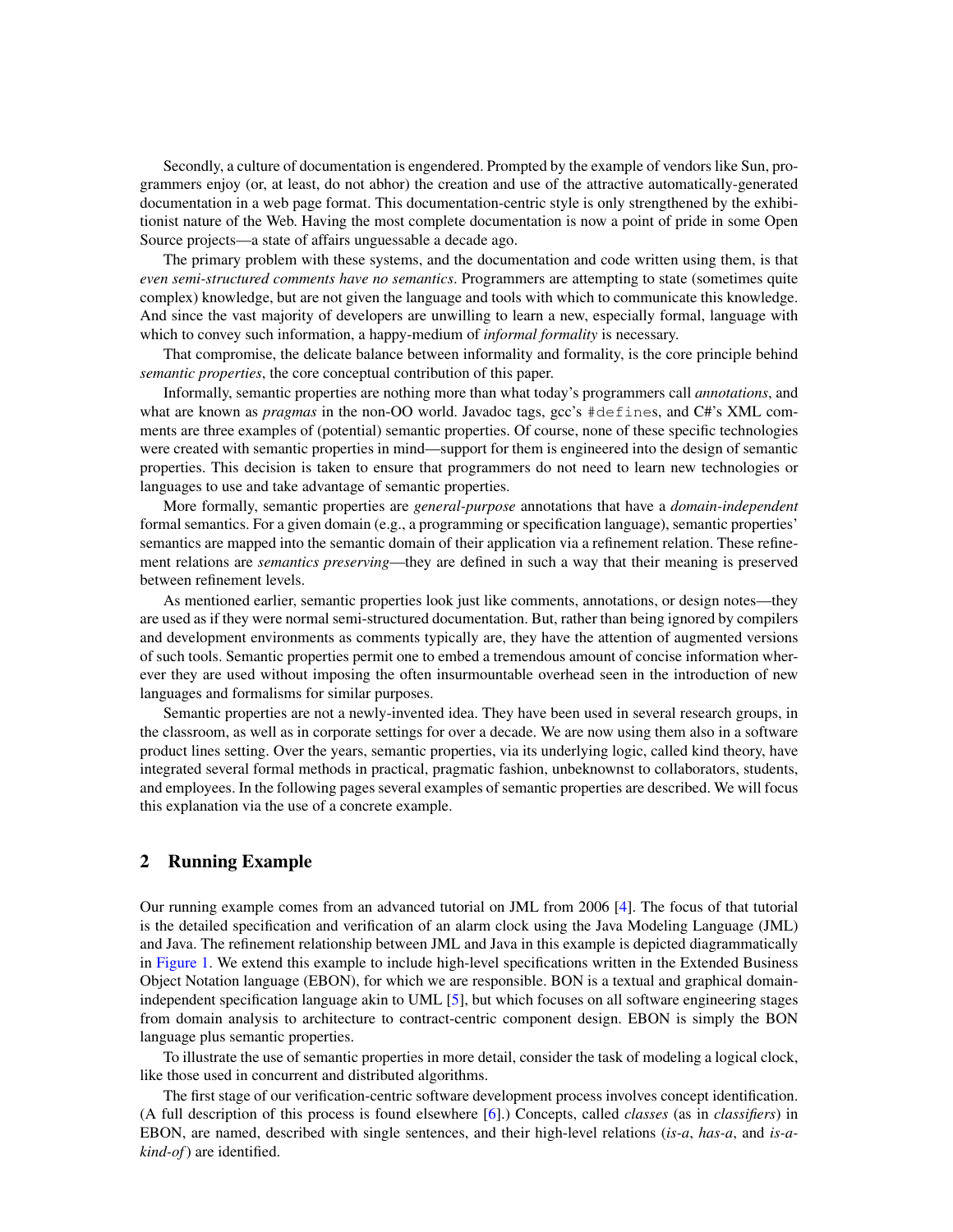Secondly, a culture of documentation is engendered. Prompted by the example of vendors like Sun, programmers enjoy (or, at least, do not abhor) the creation and use of the attractive automatically-generated documentation in a web page format. This documentation-centric style is only strengthened by the exhibitionist nature of the Web. Having the most complete documentation is now a point of pride in some Open Source projects—a state of affairs unguessable a decade ago.

The primary problem with these systems, and the documentation and code written using them, is that *even semi-structured comments have no semantics*. Programmers are attempting to state (sometimes quite complex) knowledge, but are not given the language and tools with which to communicate this knowledge. And since the vast majority of developers are unwilling to learn a new, especially formal, language with which to convey such information, a happy-medium of *informal formality* is necessary.

That compromise, the delicate balance between informality and formality, is the core principle behind *semantic properties*, the core conceptual contribution of this paper.

Informally, semantic properties are nothing more than what today's programmers call *annotations*, and what are known as *pragmas* in the non-OO world. Javadoc tags, gcc's `#define`s, and C#'s XML comments are three examples of (potential) semantic properties. Of course, none of these specific technologies were created with semantic properties in mind—support for them is engineered into the design of semantic properties. This decision is taken to ensure that programmers do not need to learn new technologies or languages to use and take advantage of semantic properties.

More formally, semantic properties are *general-purpose* annotations that have a *domain-independent* formal semantics. For a given domain (e.g., a programming or specification language), semantic properties' semantics are mapped into the semantic domain of their application via a refinement relation. These refinement relations are *semantics preserving*—they are defined in such a way that their meaning is preserved between refinement levels.

As mentioned earlier, semantic properties look just like comments, annotations, or design notes—they are used as if they were normal semi-structured documentation. But, rather than being ignored by compilers and development environments as comments typically are, they have the attention of augmented versions of such tools. Semantic properties permit one to embed a tremendous amount of concise information wherever they are used without imposing the often insurmountable overhead seen in the introduction of new languages and formalisms for similar purposes.

Semantic properties are not a newly-invented idea. They have been used in several research groups, in the classroom, as well as in corporate settings for over a decade. We are now using them also in a software product lines setting. Over the years, semantic properties, via its underlying logic, called kind theory, have integrated several formal methods in practical, pragmatic fashion, unbeknownst to collaborators, students, and employees. In the following pages several examples of semantic properties are described. We will focus this explanation via the use of a concrete example.

## 2 Running Example

Our running example comes from an advanced tutorial on JML from 2006 [4]. The focus of that tutorial is the detailed specification and verification of an alarm clock using the Java Modeling Language (JML) and Java. The refinement relationship between JML and Java in this example is depicted diagrammatically in Figure 1. We extend this example to include high-level specifications written in the Extended Business Object Notation language (EBON), for which we are responsible. BON is a textual and graphical domain-independent specification language akin to UML [5], but which focuses on all software engineering stages from domain analysis to architecture to contract-centric component design. EBON is simply the BON language plus semantic properties.

To illustrate the use of semantic properties in more detail, consider the task of modeling a logical clock, like those used in concurrent and distributed algorithms.

The first stage of our verification-centric software development process involves concept identification. (A full description of this process is found elsewhere [6].) Concepts, called *classes* (as in *classifiers*) in EBON, are named, described with single sentences, and their high-level relations (*is-a*, *has-a*, and *is-a-kind-of*) are identified.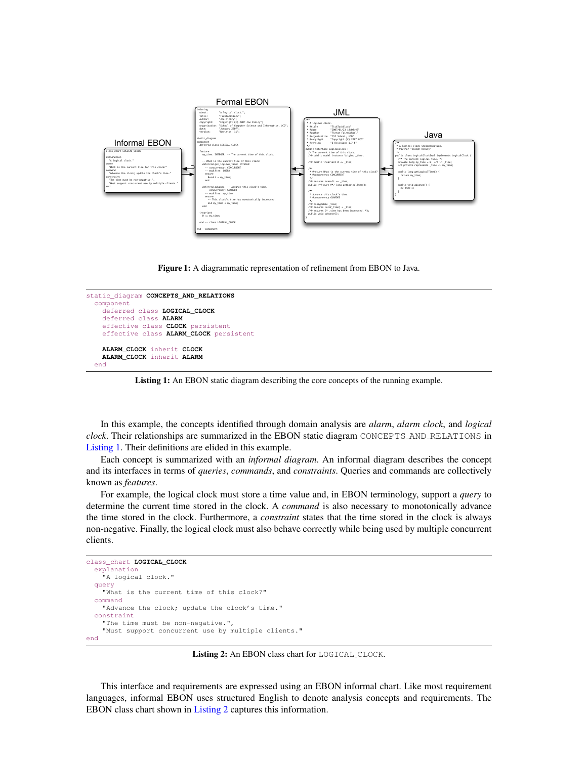Figure 1: A diagrammatic representation of refinement from EBON to Java.

```
static_diagram CONCEPTS_AND_RELATIONS
  component
    deferred class LOGICAL_CLOCK
    deferred class ALARM
    effective class CLOCK persistent
    effective class ALARM_CLOCK persistent

    ALARM_CLOCK inherit CLOCK
    ALARM_CLOCK inherit ALARM
  end
```

**Listing 1:** An EBON static diagram describing the core concepts of the running example.

In this example, the concepts identified through domain analysis are *alarm*, *alarm clock*, and *logical clock*. Their relationships are summarized in the EBON static diagram CONCEPTS_AND_RELATIONS in Listing 1. Their definitions are elided in this example.

Each concept is summarized with an *informal diagram*. An informal diagram describes the concept and its interfaces in terms of *queries*, *commands*, and *constraints*. Queries and commands are collectively known as *features*.

For example, the logical clock must store a time value and, in EBON terminology, support a *query* to determine the current time stored in the clock. A *command* is also necessary to monotonically advance the time stored in the clock. Furthermore, a *constraint* states that the time stored in the clock is always non-negative. Finally, the logical clock must also behave correctly while being used by multiple concurrent clients.

```
class_chart LOGICAL_CLOCK
  explanation
    "A logical clock."
  query
    "What is the current time of this clock?"
  command
    "Advance the clock; update the clock's time."
  constraint
    "The time must be non-negative.",
    "Must support concurrent use by multiple clients."
end
```

**Listing 2:** An EBON class chart for LOGICAL_CLOCK.

This interface and requirements are expressed using an EBON informal chart. Like most requirement languages, informal EBON uses structured English to denote analysis concepts and requirements. The EBON class chart shown in Listing 2 captures this information.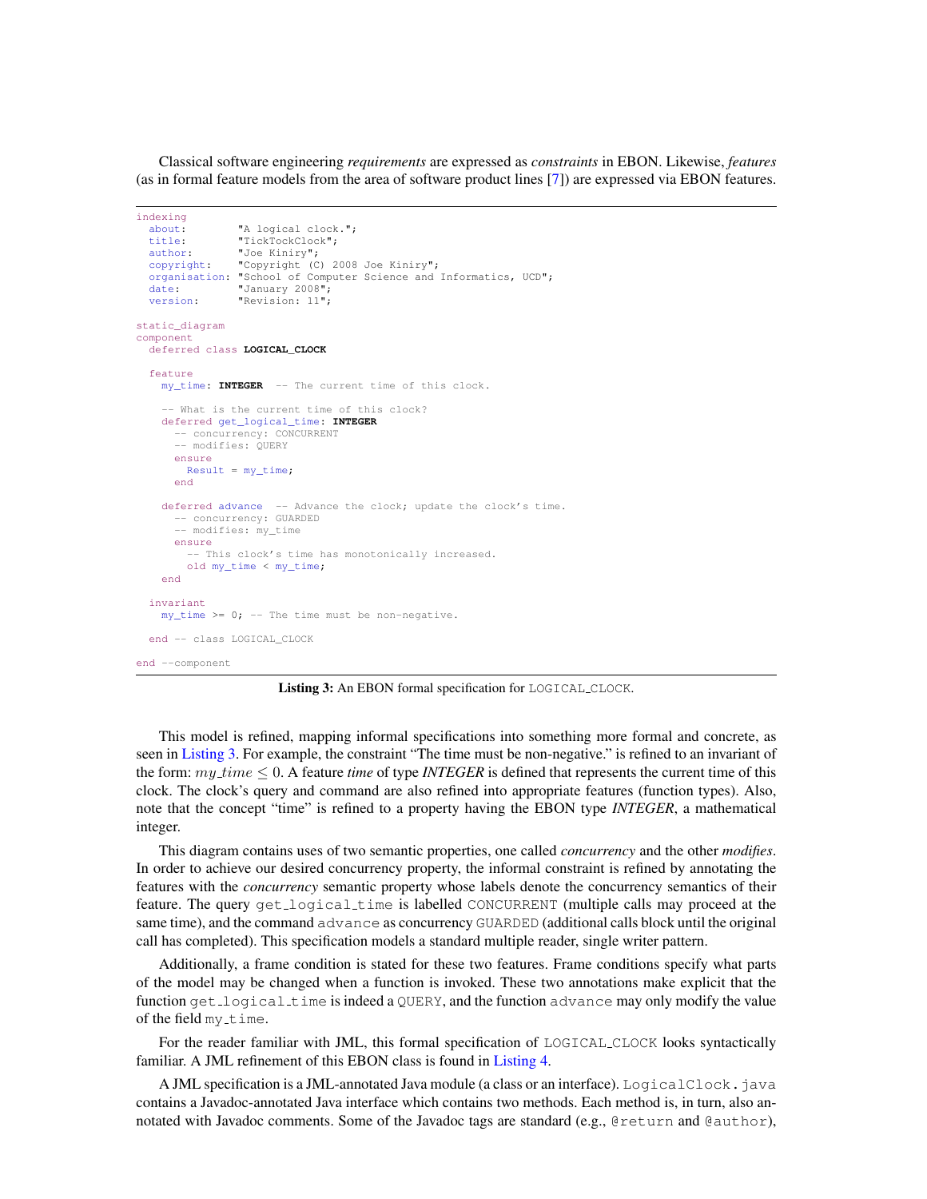Classical software engineering *requirements* are expressed as *constraints* in EBON. Likewise, *features* (as in formal feature models from the area of software product lines [7]) are expressed via EBON features.

```
indexing
  about:        "A logical clock.";
  title:        "TickTockClock";
  author:       "Joe Kiniry";
  copyright:    "Copyright (C) 2008 Joe Kiniry";
  organisation: "School of Computer Science and Informatics, UCD";
  date:         "January 2008";
  version:      "Revision: 11";

static_diagram
component
  deferred class LOGICAL_CLOCK

  feature
    my_time: INTEGER  -- The current time of this clock.

    -- What is the current time of this clock?
    deferred get_logical_time: INTEGER
      -- concurrency: CONCURRENT
      -- modifies: QUERY
      ensure
        Result = my_time;
      end

    deferred advance  -- Advance the clock; update the clock's time.
      -- concurrency: GUARDED
      -- modifies: my_time
      ensure
        -- This clock's time has monotonically increased.
        old my_time < my_time;
    end

  invariant
    my_time >= 0; -- The time must be non-negative.

  end -- class LOGICAL_CLOCK

end --component
```

**Listing 3:** An EBON formal specification for LOGICAL_CLOCK.

This model is refined, mapping informal specifications into something more formal and concrete, as seen in Listing 3. For example, the constraint "The time must be non-negative." is refined to an invariant of the form: $my\_time \leq 0$. A feature *time* of type *INTEGER* is defined that represents the current time of this clock. The clock's query and command are also refined into appropriate features (function types). Also, note that the concept "time" is refined to a property having the EBON type *INTEGER*, a mathematical integer.

This diagram contains uses of two semantic properties, one called *concurrency* and the other *modifies*. In order to achieve our desired concurrency property, the informal constraint is refined by annotating the features with the *concurrency* semantic property whose labels denote the concurrency semantics of their feature. The query `get_logical_time` is labelled `CONCURRENT` (multiple calls may proceed at the same time), and the command `advance` as concurrency `GUARDED` (additional calls block until the original call has completed). This specification models a standard multiple reader, single writer pattern.

Additionally, a frame condition is stated for these two features. Frame conditions specify what parts of the model may be changed when a function is invoked. These two annotations make explicit that the function `get_logical_time` is indeed a `QUERY`, and the function `advance` may only modify the value of the field `my_time`.

For the reader familiar with JML, this formal specification of `LOGICAL_CLOCK` looks syntactically familiar. A JML refinement of this EBON class is found in Listing 4.

A JML specification is a JML-annotated Java module (a class or an interface). `LogicalClock.java` contains a Javadoc-annotated Java interface which contains two methods. Each method is, in turn, also annotated with Javadoc comments. Some of the Javadoc tags are standard (e.g., `@return` and `@author`),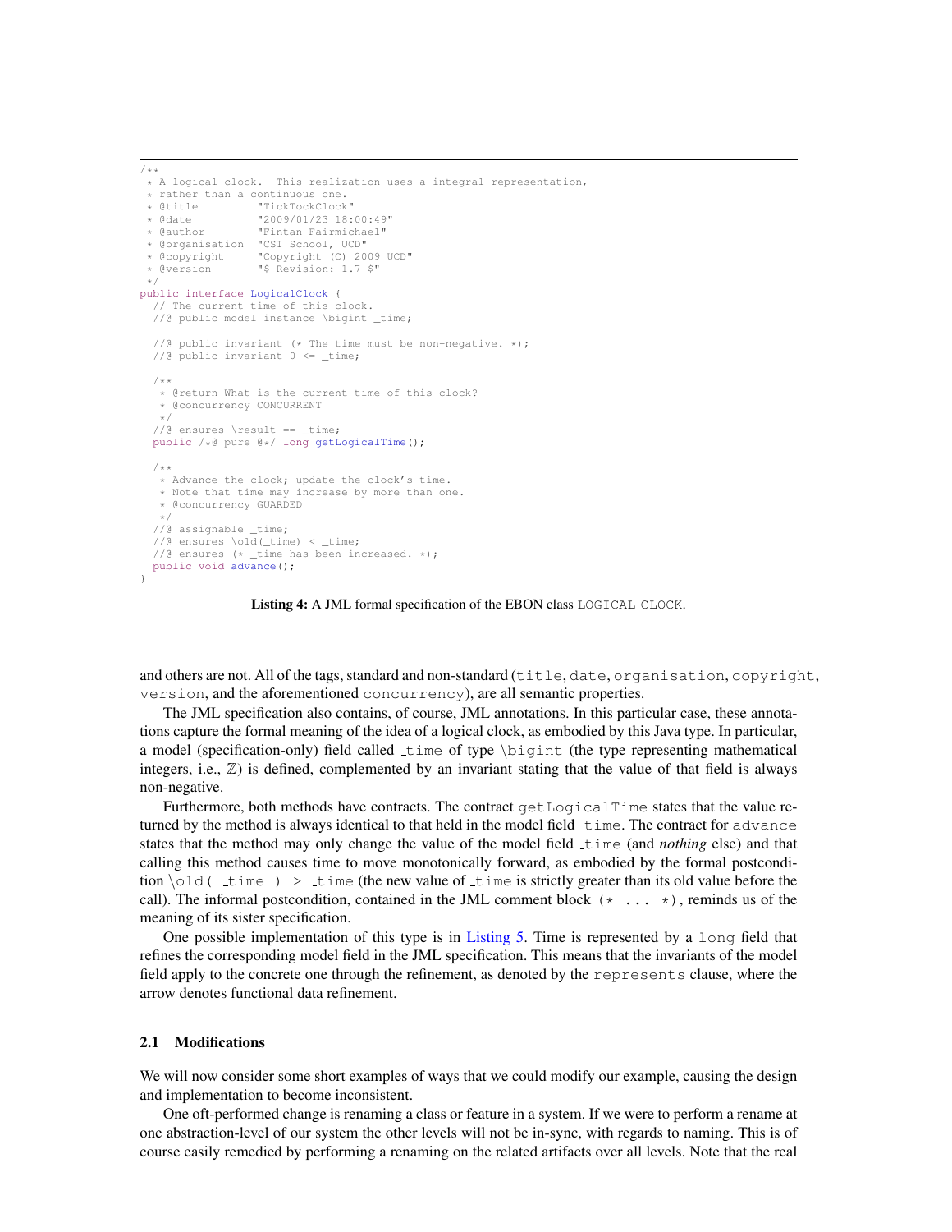```
/**
 * A logical clock.  This realization uses a integral representation,
 * rather than a continuous one.
 * @title         "TickTockClock"
 * @date          "2009/01/23 18:00:49"
 * @author        "Fintan Fairmichael"
 * @organisation  "CSI School, UCD"
 * @copyright     "Copyright (C) 2009 UCD"
 * @version       "$ Revision: 1.7 $"
 */
public interface LogicalClock {
  // The current time of this clock.
  //@ public model instance \bigint _time;

  //@ public invariant (* The time must be non-negative. *);
  //@ public invariant 0 <= _time;

  /**
   * @return What is the current time of this clock?
   * @concurrency CONCURRENT
   */
  //@ ensures \result == _time;
  public /*@ pure @*/ long getLogicalTime();

  /**
   * Advance the clock; update the clock's time.
   * Note that time may increase by more than one.
   * @concurrency GUARDED
   */
  //@ assignable _time;
  //@ ensures \old(_time) < _time;
  //@ ensures (* _time has been increased. *);
  public void advance();
}
```

**Listing 4:** A JML formal specification of the EBON class `LOGICAL_CLOCK`.

and others are not. All of the tags, standard and non-standard (`title`, `date`, `organisation`, `copyright`, `version`, and the aforementioned `concurrency`), are all semantic properties.

The JML specification also contains, of course, JML annotations. In this particular case, these annotations capture the formal meaning of the idea of a logical clock, as embodied by this Java type. In particular, a model (specification-only) field called `_time` of type `\bigint` (the type representing mathematical integers, i.e., $\mathbb{Z}$) is defined, complemented by an invariant stating that the value of that field is always non-negative.

Furthermore, both methods have contracts. The contract `getLogicalTime` states that the value returned by the method is always identical to that held in the model field `_time`. The contract for `advance` states that the method may only change the value of the model field `_time` (and *nothing* else) and that calling this method causes time to move monotonically forward, as embodied by the formal postcondition `\old( _time ) > _time` (the new value of `_time` is strictly greater than its old value before the call). The informal postcondition, contained in the JML comment block `(* ... *)`, reminds us of the meaning of its sister specification.

One possible implementation of this type is in Listing 5. Time is represented by a `long` field that refines the corresponding model field in the JML specification. This means that the invariants of the model field apply to the concrete one through the refinement, as denoted by the `represents` clause, where the arrow denotes functional data refinement.

## 2.1 Modifications

We will now consider some short examples of ways that we could modify our example, causing the design and implementation to become inconsistent.

One oft-performed change is renaming a class or feature in a system. If we were to perform a rename at one abstraction-level of our system the other levels will not be in-sync, with regards to naming. This is of course easily remedied by performing a renaming on the related artifacts over all levels. Note that the real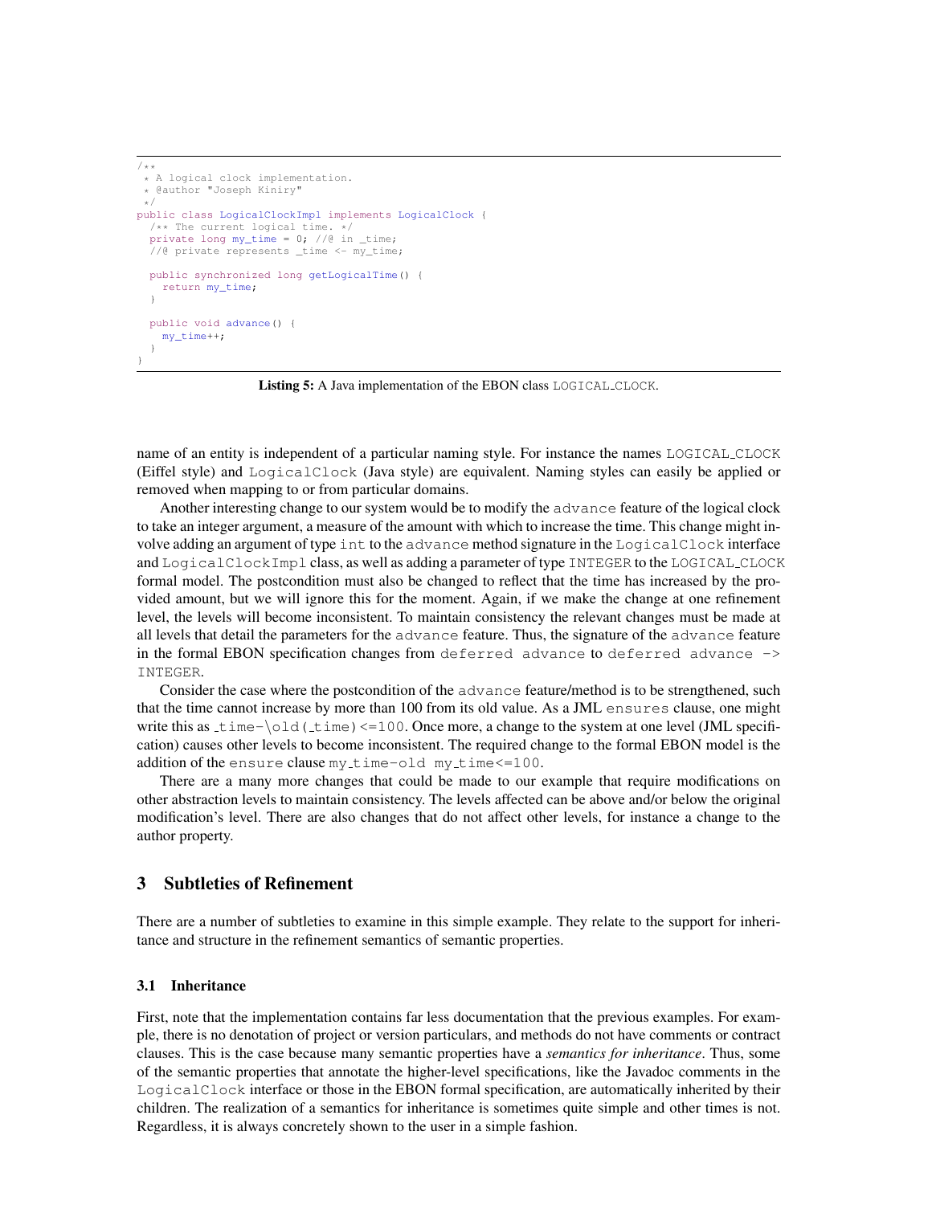```
/**
 * A logical clock implementation.
 * @author "Joseph Kiniry"
 */
public class LogicalClockImpl implements LogicalClock {
  /** The current logical time. */
  private long my_time = 0; //@ in _time;
  //@ private represents _time <- my_time;

  public synchronized long getLogicalTime() {
    return my_time;
  }

  public void advance() {
    my_time++;
  }
}
```

**Listing 5:** A Java implementation of the EBON class `LOGICAL_CLOCK`.

name of an entity is independent of a particular naming style. For instance the names `LOGICAL_CLOCK` (Eiffel style) and `LogicalClock` (Java style) are equivalent. Naming styles can easily be applied or removed when mapping to or from particular domains.

Another interesting change to our system would be to modify the `advance` feature of the logical clock to take an integer argument, a measure of the amount with which to increase the time. This change might involve adding an argument of type `int` to the `advance` method signature in the `LogicalClock` interface and `LogicalClockImpl` class, as well as adding a parameter of type `INTEGER` to the `LOGICAL_CLOCK` formal model. The postcondition must also be changed to reflect that the time has increased by the provided amount, but we will ignore this for the moment. Again, if we make the change at one refinement level, the levels will become inconsistent. To maintain consistency the relevant changes must be made at all levels that detail the parameters for the `advance` feature. Thus, the signature of the `advance` feature in the formal EBON specification changes from `deferred advance` to `deferred advance -> INTEGER`.

Consider the case where the postcondition of the `advance` feature/method is to be strengthened, such that the time cannot increase by more than 100 from its old value. As a JML `ensures` clause, one might write this as `_time-\old(_time)<=100`. Once more, a change to the system at one level (JML specification) causes other levels to become inconsistent. The required change to the formal EBON model is the addition of the `ensure` clause `my_time-old my_time<=100`.

There are a many more changes that could be made to our example that require modifications on other abstraction levels to maintain consistency. The levels affected can be above and/or below the original modification's level. There are also changes that do not affect other levels, for instance a change to the author property.

## 3 Subtleties of Refinement

There are a number of subtleties to examine in this simple example. They relate to the support for inheritance and structure in the refinement semantics of semantic properties.

### 3.1 Inheritance

First, note that the implementation contains far less documentation that the previous examples. For example, there is no denotation of project or version particulars, and methods do not have comments or contract clauses. This is the case because many semantic properties have a *semantics for inheritance*. Thus, some of the semantic properties that annotate the higher-level specifications, like the Javadoc comments in the `LogicalClock` interface or those in the EBON formal specification, are automatically inherited by their children. The realization of a semantics for inheritance is sometimes quite simple and other times is not. Regardless, it is always concretely shown to the user in a simple fashion.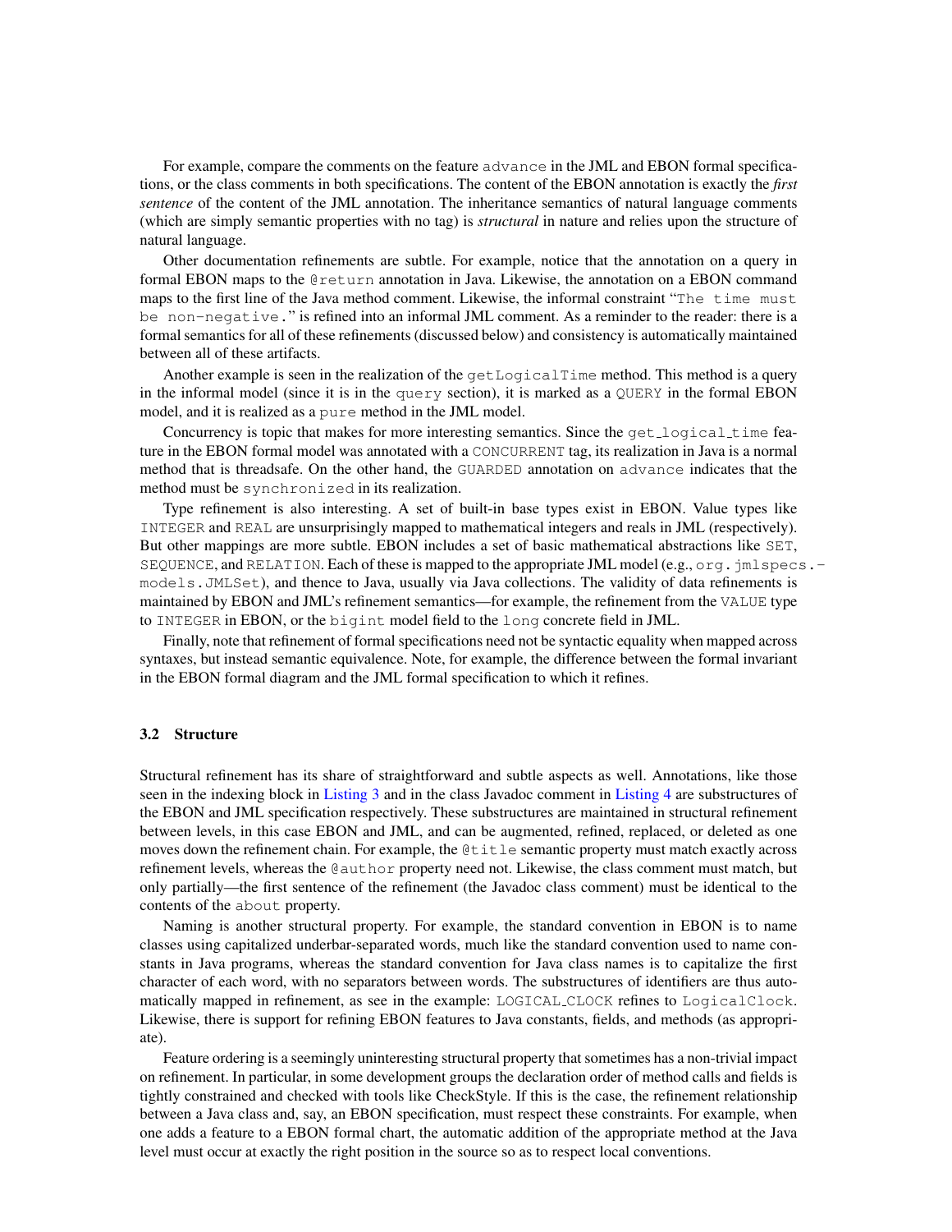For example, compare the comments on the feature `advance` in the JML and EBON formal specifications, or the class comments in both specifications. The content of the EBON annotation is exactly the ***first sentence*** of the content of the JML annotation. The inheritance semantics of natural language comments (which are simply semantic properties with no tag) is *structural* in nature and relies upon the structure of natural language.

Other documentation refinements are subtle. For example, notice that the annotation on a query in formal EBON maps to the `@return` annotation in Java. Likewise, the annotation on a EBON command maps to the first line of the Java method comment. Likewise, the informal constraint "`The time must be non-negative.`" is refined into an informal JML comment. As a reminder to the reader: there is a formal semantics for all of these refinements (discussed below) and consistency is automatically maintained between all of these artifacts.

Another example is seen in the realization of the `getLogicalTime` method. This method is a query in the informal model (since it is in the `query` section), it is marked as a `QUERY` in the formal EBON model, and it is realized as a `pure` method in the JML model.

Concurrency is topic that makes for more interesting semantics. Since the `get_logical_time` feature in the EBON formal model was annotated with a `CONCURRENT` tag, its realization in Java is a normal method that is threadsafe. On the other hand, the `GUARDED` annotation on `advance` indicates that the method must be `synchronized` in its realization.

Type refinement is also interesting. A set of built-in base types exist in EBON. Value types like `INTEGER` and `REAL` are unsurprisingly mapped to mathematical integers and reals in JML (respectively). But other mappings are more subtle. EBON includes a set of basic mathematical abstractions like `SET`, `SEQUENCE`, and `RELATION`. Each of these is mapped to the appropriate JML model (e.g., `org.jmlspecs.models.JMLSet`), and thence to Java, usually via Java collections. The validity of data refinements is maintained by EBON and JML's refinement semantics—for example, the refinement from the `VALUE` type to `INTEGER` in EBON, or the `bigint` model field to the `long` concrete field in JML.

Finally, note that refinement of formal specifications need not be syntactic equality when mapped across syntaxes, but instead semantic equivalence. Note, for example, the difference between the formal invariant in the EBON formal diagram and the JML formal specification to which it refines.

### 3.2 Structure

Structural refinement has its share of straightforward and subtle aspects as well. Annotations, like those seen in the indexing block in Listing 3 and in the class Javadoc comment in Listing 4 are substructures of the EBON and JML specification respectively. These substructures are maintained in structural refinement between levels, in this case EBON and JML, and can be augmented, refined, replaced, or deleted as one moves down the refinement chain. For example, the `@title` semantic property must match exactly across refinement levels, whereas the `@author` property need not. Likewise, the class comment must match, but only partially—the first sentence of the refinement (the Javadoc class comment) must be identical to the contents of the `about` property.

Naming is another structural property. For example, the standard convention in EBON is to name classes using capitalized underbar-separated words, much like the standard convention used to name constants in Java programs, whereas the standard convention for Java class names is to capitalize the first character of each word, with no separators between words. The substructures of identifiers are thus automatically mapped in refinement, as see in the example: `LOGICAL_CLOCK` refines to `LogicalClock`. Likewise, there is support for refining EBON features to Java constants, fields, and methods (as appropriate).

Feature ordering is a seemingly uninteresting structural property that sometimes has a non-trivial impact on refinement. In particular, in some development groups the declaration order of method calls and fields is tightly constrained and checked with tools like CheckStyle. If this is the case, the refinement relationship between a Java class and, say, an EBON specification, must respect these constraints. For example, when one adds a feature to a EBON formal chart, the automatic addition of the appropriate method at the Java level must occur at exactly the right position in the source so as to respect local conventions.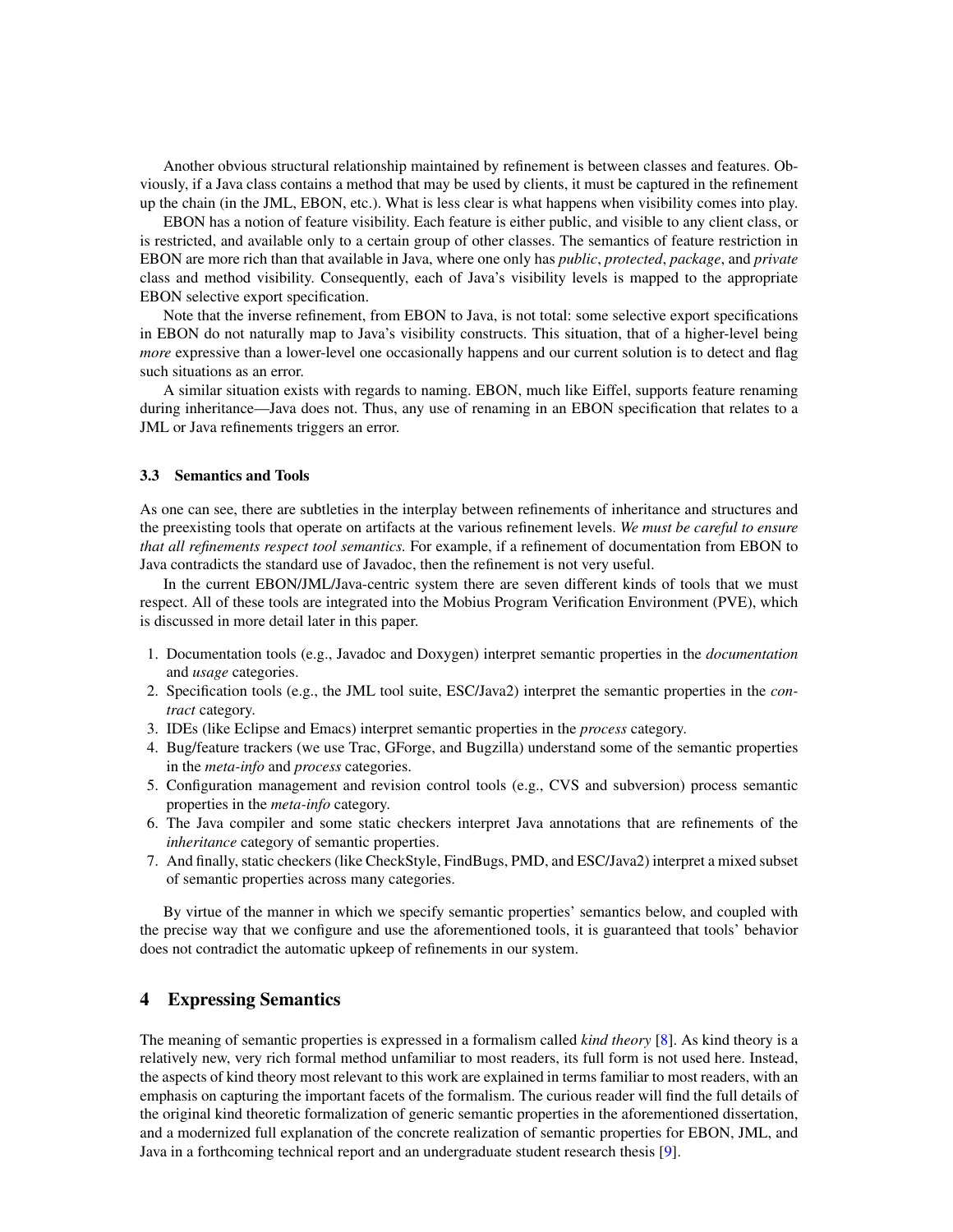Another obvious structural relationship maintained by refinement is between classes and features. Obviously, if a Java class contains a method that may be used by clients, it must be captured in the refinement up the chain (in the JML, EBON, etc.). What is less clear is what happens when visibility comes into play.

EBON has a notion of feature visibility. Each feature is either public, and visible to any client class, or is restricted, and available only to a certain group of other classes. The semantics of feature restriction in EBON are more rich than that available in Java, where one only has *public*, *protected*, *package*, and *private* class and method visibility. Consequently, each of Java's visibility levels is mapped to the appropriate EBON selective export specification.

Note that the inverse refinement, from EBON to Java, is not total: some selective export specifications in EBON do not naturally map to Java's visibility constructs. This situation, that of a higher-level being *more* expressive than a lower-level one occasionally happens and our current solution is to detect and flag such situations as an error.

A similar situation exists with regards to naming. EBON, much like Eiffel, supports feature renaming during inheritance—Java does not. Thus, any use of renaming in an EBON specification that relates to a JML or Java refinements triggers an error.

### 3.3 Semantics and Tools

As one can see, there are subtleties in the interplay between refinements of inheritance and structures and the preexisting tools that operate on artifacts at the various refinement levels. *We must be careful to ensure that all refinements respect tool semantics.* For example, if a refinement of documentation from EBON to Java contradicts the standard use of Javadoc, then the refinement is not very useful.

In the current EBON/JML/Java-centric system there are seven different kinds of tools that we must respect. All of these tools are integrated into the Mobius Program Verification Environment (PVE), which is discussed in more detail later in this paper.

1. Documentation tools (e.g., Javadoc and Doxygen) interpret semantic properties in the *documentation* and *usage* categories.
2. Specification tools (e.g., the JML tool suite, ESC/Java2) interpret the semantic properties in the *contract* category.
3. IDEs (like Eclipse and Emacs) interpret semantic properties in the *process* category.
4. Bug/feature trackers (we use Trac, GForge, and Bugzilla) understand some of the semantic properties in the *meta-info* and *process* categories.
5. Configuration management and revision control tools (e.g., CVS and subversion) process semantic properties in the *meta-info* category.
6. The Java compiler and some static checkers interpret Java annotations that are refinements of the *inheritance* category of semantic properties.
7. And finally, static checkers (like CheckStyle, FindBugs, PMD, and ESC/Java2) interpret a mixed subset of semantic properties across many categories.

By virtue of the manner in which we specify semantic properties' semantics below, and coupled with the precise way that we configure and use the aforementioned tools, it is guaranteed that tools' behavior does not contradict the automatic upkeep of refinements in our system.

## 4 Expressing Semantics

The meaning of semantic properties is expressed in a formalism called *kind theory* [8]. As kind theory is a relatively new, very rich formal method unfamiliar to most readers, its full form is not used here. Instead, the aspects of kind theory most relevant to this work are explained in terms familiar to most readers, with an emphasis on capturing the important facets of the formalism. The curious reader will find the full details of the original kind theoretic formalization of generic semantic properties in the aforementioned dissertation, and a modernized full explanation of the concrete realization of semantic properties for EBON, JML, and Java in a forthcoming technical report and an undergraduate student research thesis [9].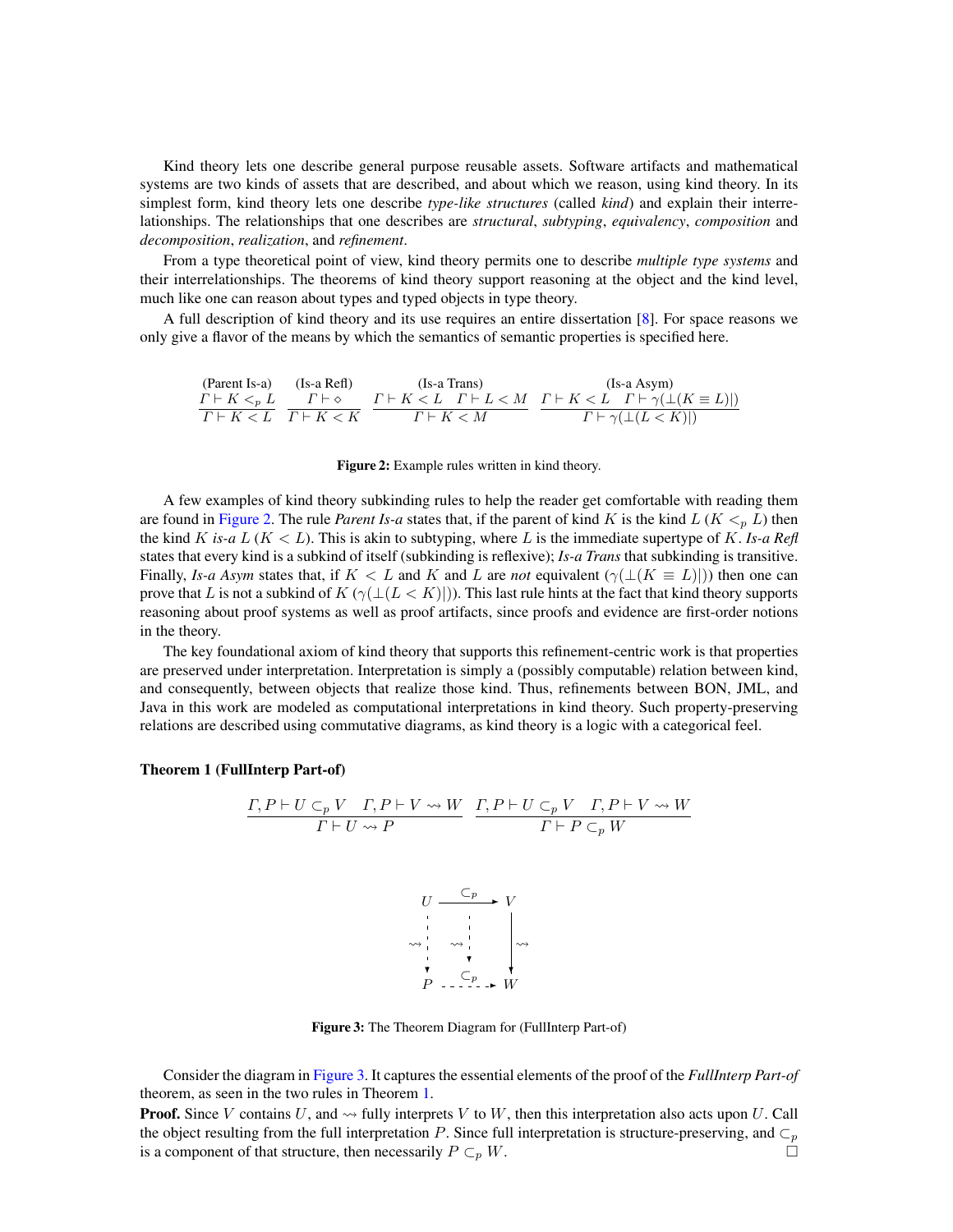Kind theory lets one describe general purpose reusable assets. Software artifacts and mathematical systems are two kinds of assets that are described, and about which we reason, using kind theory. In its simplest form, kind theory lets one describe *type-like structures* (called *kind*) and explain their interrelationships. The relationships that one describes are *structural*, *subtyping*, *equivalency*, *composition* and *decomposition*, *realization*, and *refinement*.

From a type theoretical point of view, kind theory permits one to describe *multiple type systems* and their interrelationships. The theorems of kind theory support reasoning at the object and the kind level, much like one can reason about types and typed objects in type theory.

A full description of kind theory and its use requires an entire dissertation [8]. For space reasons we only give a flavor of the means by which the semantics of semantic properties is specified here.

$$\text{(Parent Is-a)}\ \frac{\Gamma \vdash K <_p L}{\Gamma \vdash K < L} \quad \text{(Is-a Refl)}\ \frac{\Gamma \vdash \diamond}{\Gamma \vdash K < K} \quad \text{(Is-a Trans)}\ \frac{\Gamma \vdash K < L \quad \Gamma \vdash L < M}{\Gamma \vdash K < M} \quad \text{(Is-a Asym)}\ \frac{\Gamma \vdash K < L \quad \Gamma \vdash \gamma(\perp(K \equiv L)|)}{\Gamma \vdash \gamma(\perp(L < K)|)}$$

**Figure 2:** Example rules written in kind theory.

A few examples of kind theory subkinding rules to help the reader get comfortable with reading them are found in Figure 2. The rule *Parent Is-a* states that, if the parent of kind $K$ is the kind $L$ ($K <_p L$) then the kind $K$ *is-a* $L$ ($K < L$). This is akin to subtyping, where $L$ is the immediate supertype of $K$. *Is-a Refl* states that every kind is a subkind of itself (subkinding is reflexive); *Is-a Trans* that subkinding is transitive. Finally, *Is-a Asym* states that, if $K < L$ and $K$ and $L$ are *not* equivalent ($\gamma(\perp(K \equiv L)|)$) then one can prove that $L$ is not a subkind of $K$ ($\gamma(\perp(L < K)|)$). This last rule hints at the fact that kind theory supports reasoning about proof systems as well as proof artifacts, since proofs and evidence are first-order notions in the theory.

The key foundational axiom of kind theory that supports this refinement-centric work is that properties are preserved under interpretation. Interpretation is simply a (possibly computable) relation between kind, and consequently, between objects that realize those kind. Thus, refinements between BON, JML, and Java in this work are modeled as computational interpretations in kind theory. Such property-preserving relations are described using commutative diagrams, as kind theory is a logic with a categorical feel.

**Theorem 1 (FullInterp Part-of)**

$$\frac{\Gamma, P \vdash U \subset_p V \quad \Gamma, P \vdash V \rightsquigarrow W}{\Gamma \vdash U \rightsquigarrow P} \quad \frac{\Gamma, P \vdash U \subset_p V \quad \Gamma, P \vdash V \rightsquigarrow W}{\Gamma \vdash P \subset_p W}$$

$$\begin{array}{ccc} U & \xrightarrow{\subset_p} & V \\ \downarrow{\rightsquigarrow} & \rightsquigarrow & \downarrow{\rightsquigarrow} \\ P & \xrightarrow{\subset_p} & W \end{array}$$

**Figure 3:** The Theorem Diagram for (FullInterp Part-of)

Consider the diagram in Figure 3. It captures the essential elements of the proof of the *FullInterp Part-of* theorem, as seen in the two rules in Theorem 1.

**Proof.** Since $V$ contains $U$, and $\rightsquigarrow$ fully interprets $V$ to $W$, then this interpretation also acts upon $U$. Call the object resulting from the full interpretation $P$. Since full interpretation is structure-preserving, and $\subset_p$ is a component of that structure, then necessarily $P \subset_p W$. □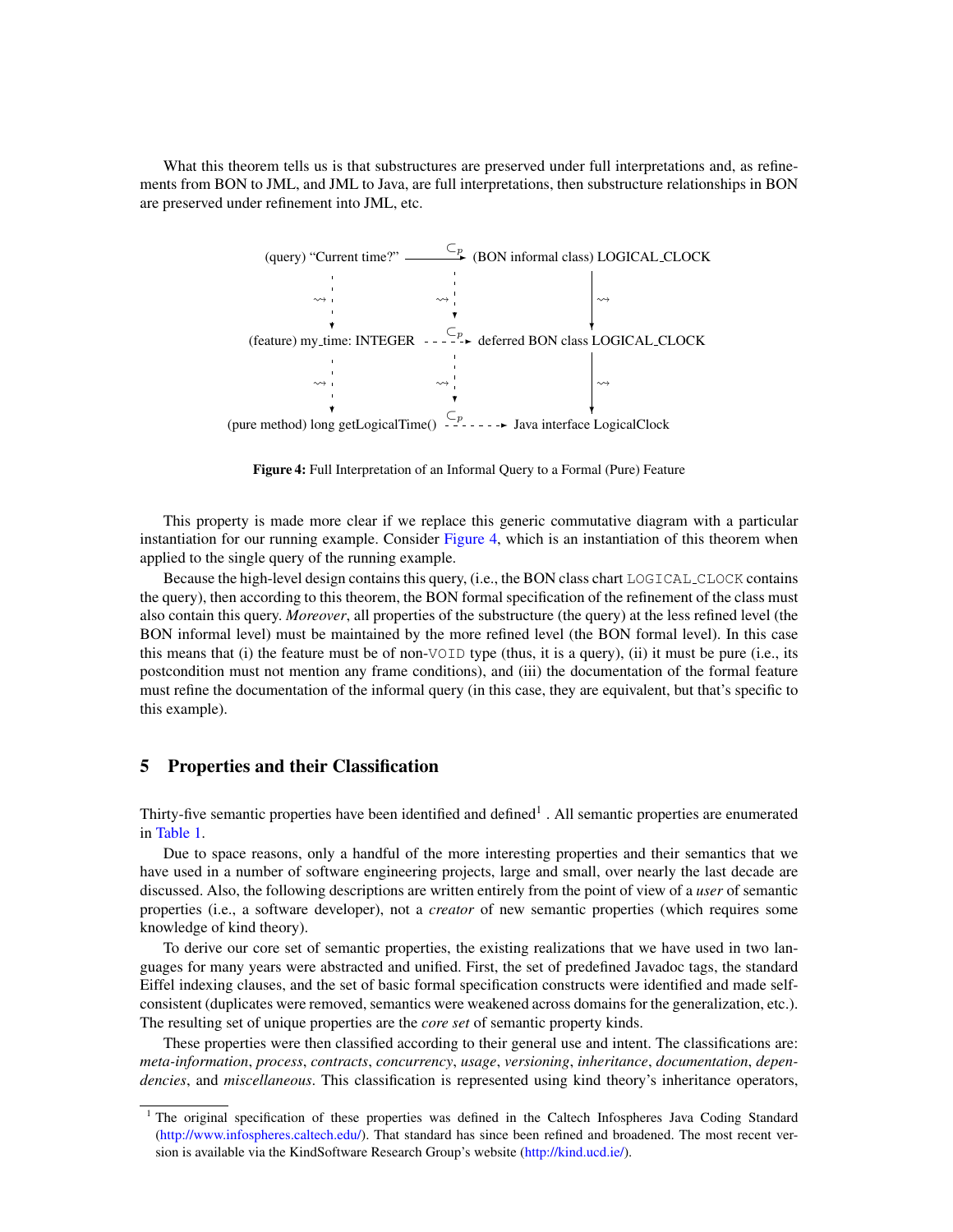What this theorem tells us is that substructures are preserved under full interpretations and, as refinements from BON to JML, and JML to Java, are full interpretations, then substructure relationships in BON are preserved under refinement into JML, etc.

(query) "Current time?" $\xrightarrow{\subset_p}$ (BON informal class) LOGICAL_CLOCK

$\rightsquigarrow$ $\rightsquigarrow$ $\rightsquigarrow$

(feature) my_time: INTEGER $\xrightarrow{\subset_p}$ deferred BON class LOGICAL_CLOCK

$\rightsquigarrow$ $\rightsquigarrow$ $\rightsquigarrow$

(pure method) long getLogicalTime() $\xrightarrow{\subset_p}$ Java interface LogicalClock

**Figure 4:** Full Interpretation of an Informal Query to a Formal (Pure) Feature

This property is made more clear if we replace this generic commutative diagram with a particular instantiation for our running example. Consider Figure 4, which is an instantiation of this theorem when applied to the single query of the running example.

Because the high-level design contains this query, (i.e., the BON class chart LOGICAL_CLOCK contains the query), then according to this theorem, the BON formal specification of the refinement of the class must also contain this query. *Moreover*, all properties of the substructure (the query) at the less refined level (the BON informal level) must be maintained by the more refined level (the BON formal level). In this case this means that (i) the feature must be of non-VOID type (thus, it is a query), (ii) it must be pure (i.e., its postcondition must not mention any frame conditions), and (iii) the documentation of the formal feature must refine the documentation of the informal query (in this case, they are equivalent, but that's specific to this example).

## 5 Properties and their Classification

Thirty-five semantic properties have been identified and defined[1] . All semantic properties are enumerated in Table 1.

Due to space reasons, only a handful of the more interesting properties and their semantics that we have used in a number of software engineering projects, large and small, over nearly the last decade are discussed. Also, the following descriptions are written entirely from the point of view of a *user* of semantic properties (i.e., a software developer), not a *creator* of new semantic properties (which requires some knowledge of kind theory).

To derive our core set of semantic properties, the existing realizations that we have used in two languages for many years were abstracted and unified. First, the set of predefined Javadoc tags, the standard Eiffel indexing clauses, and the set of basic formal specification constructs were identified and made self-consistent (duplicates were removed, semantics were weakened across domains for the generalization, etc.). The resulting set of unique properties are the *core set* of semantic property kinds.

These properties were then classified according to their general use and intent. The classifications are: *meta-information*, *process*, *contracts*, *concurrency*, *usage*, *versioning*, *inheritance*, *documentation*, *dependencies*, and *miscellaneous*. This classification is represented using kind theory's inheritance operators,

[1] The original specification of these properties was defined in the Caltech Infospheres Java Coding Standard (http://www.infospheres.caltech.edu/). That standard has since been refined and broadened. The most recent version is available via the KindSoftware Research Group's website (http://kind.ucd.ie/).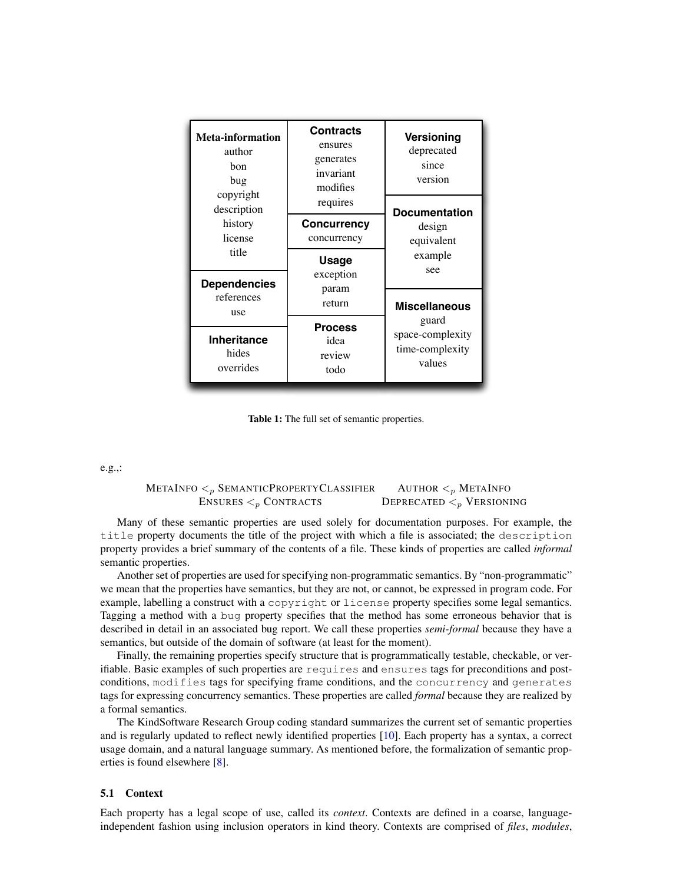| Meta-information | Contracts | Versioning |
|---|---|---|
| author<br>bon<br>bug<br>copyright<br>description<br>history<br>license<br>title | ensures<br>generates<br>invariant<br>modifies<br>requires | deprecated<br>since<br>version |
| **Dependencies**<br>references<br>use | **Concurrency**<br>concurrency | **Documentation**<br>design<br>equivalent<br>example<br>see |
| **Inheritance**<br>hides<br>overrides | **Usage**<br>exception<br>param<br>return | **Miscellaneous**<br>guard<br>space-complexity<br>time-complexity<br>values |
| | **Process**<br>idea<br>review<br>todo | |

**Table 1:** The full set of semantic properties.

e.g.,:

$$\text{METAINFO} <_p \text{SEMANTICPROPERTYCLASSIFIER} \qquad \text{AUTHOR} <_p \text{METAINFO}$$
$$\text{ENSURES} <_p \text{CONTRACTS} \qquad \text{DEPRECATED} <_p \text{VERSIONING}$$

Many of these semantic properties are used solely for documentation purposes. For example, the `title` property documents the title of the project with which a file is associated; the `description` property provides a brief summary of the contents of a file. These kinds of properties are called *informal* semantic properties.

Another set of properties are used for specifying non-programmatic semantics. By "non-programmatic" we mean that the properties have semantics, but they are not, or cannot, be expressed in program code. For example, labelling a construct with a `copyright` or `license` property specifies some legal semantics. Tagging a method with a `bug` property specifies that the method has some erroneous behavior that is described in detail in an associated bug report. We call these properties *semi-formal* because they have a semantics, but outside of the domain of software (at least for the moment).

Finally, the remaining properties specify structure that is programmatically testable, checkable, or verifiable. Basic examples of such properties are `requires` and `ensures` tags for preconditions and postconditions, `modifies` tags for specifying frame conditions, and the `concurrency` and `generates` tags for expressing concurrency semantics. These properties are called *formal* because they are realized by a formal semantics.

The KindSoftware Research Group coding standard summarizes the current set of semantic properties and is regularly updated to reflect newly identified properties [10]. Each property has a syntax, a correct usage domain, and a natural language summary. As mentioned before, the formalization of semantic properties is found elsewhere [8].

### 5.1 Context

Each property has a legal scope of use, called its *context*. Contexts are defined in a coarse, language-independent fashion using inclusion operators in kind theory. Contexts are comprised of *files*, *modules*,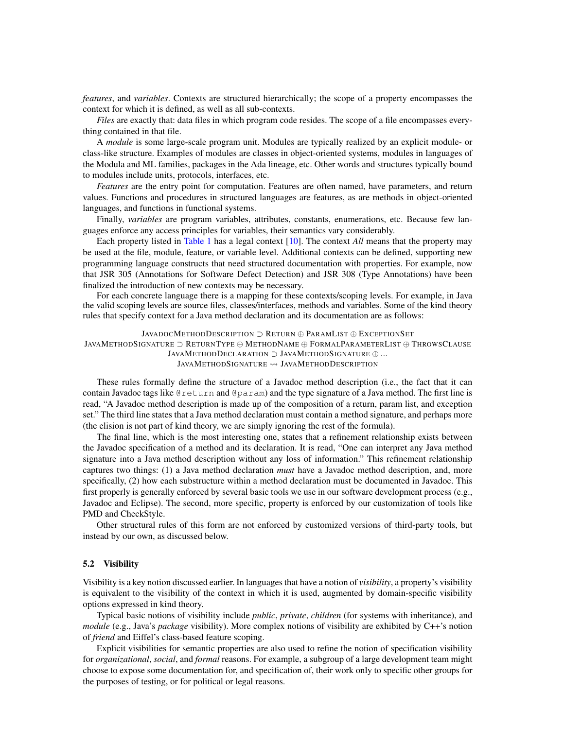*features*, and *variables*. Contexts are structured hierarchically; the scope of a property encompasses the context for which it is defined, as well as all sub-contexts.

*Files* are exactly that: data files in which program code resides. The scope of a file encompasses everything contained in that file.

A *module* is some large-scale program unit. Modules are typically realized by an explicit module- or class-like structure. Examples of modules are classes in object-oriented systems, modules in languages of the Modula and ML families, packages in the Ada lineage, etc. Other words and structures typically bound to modules include units, protocols, interfaces, etc.

*Features* are the entry point for computation. Features are often named, have parameters, and return values. Functions and procedures in structured languages are features, as are methods in object-oriented languages, and functions in functional systems.

Finally, *variables* are program variables, attributes, constants, enumerations, etc. Because few languages enforce any access principles for variables, their semantics vary considerably.

Each property listed in Table 1 has a legal context [10]. The context *All* means that the property may be used at the file, module, feature, or variable level. Additional contexts can be defined, supporting new programming language constructs that need structured documentation with properties. For example, now that JSR 305 (Annotations for Software Defect Detection) and JSR 308 (Type Annotations) have been finalized the introduction of new contexts may be necessary.

For each concrete language there is a mapping for these contexts/scoping levels. For example, in Java the valid scoping levels are source files, classes/interfaces, methods and variables. Some of the kind theory rules that specify context for a Java method declaration and its documentation are as follows:

$$\textsc{JavadocMethodDescription} \supset \textsc{Return} \oplus \textsc{ParamList} \oplus \textsc{ExceptionSet}$$
$$\textsc{JavaMethodSignature} \supset \textsc{ReturnType} \oplus \textsc{MethodName} \oplus \textsc{FormalParameterList} \oplus \textsc{ThrowsClause}$$
$$\textsc{JavaMethodDeclaration} \supset \textsc{JavaMethodSignature} \oplus \ldots$$
$$\textsc{JavaMethodSignature} \rightsquigarrow \textsc{JavaMethodDescription}$$

These rules formally define the structure of a Javadoc method description (i.e., the fact that it can contain Javadoc tags like `@return` and `@param`) and the type signature of a Java method. The first line is read, "A Javadoc method description is made up of the composition of a return, param list, and exception set." The third line states that a Java method declaration must contain a method signature, and perhaps more (the elision is not part of kind theory, we are simply ignoring the rest of the formula).

The final line, which is the most interesting one, states that a refinement relationship exists between the Javadoc specification of a method and its declaration. It is read, "One can interpret any Java method signature into a Java method description without any loss of information." This refinement relationship captures two things: (1) a Java method declaration *must* have a Javadoc method description, and, more specifically, (2) how each substructure within a method declaration must be documented in Javadoc. This first properly is generally enforced by several basic tools we use in our software development process (e.g., Javadoc and Eclipse). The second, more specific, property is enforced by our customization of tools like PMD and CheckStyle.

Other structural rules of this form are not enforced by customized versions of third-party tools, but instead by our own, as discussed below.

### 5.2 Visibility

Visibility is a key notion discussed earlier. In languages that have a notion of *visibility*, a property's visibility is equivalent to the visibility of the context in which it is used, augmented by domain-specific visibility options expressed in kind theory.

Typical basic notions of visibility include *public*, *private*, *children* (for systems with inheritance), and *module* (e.g., Java's *package* visibility). More complex notions of visibility are exhibited by C++'s notion of *friend* and Eiffel's class-based feature scoping.

Explicit visibilities for semantic properties are also used to refine the notion of specification visibility for *organizational*, *social*, and *formal* reasons. For example, a subgroup of a large development team might choose to expose some documentation for, and specification of, their work only to specific other groups for the purposes of testing, or for political or legal reasons.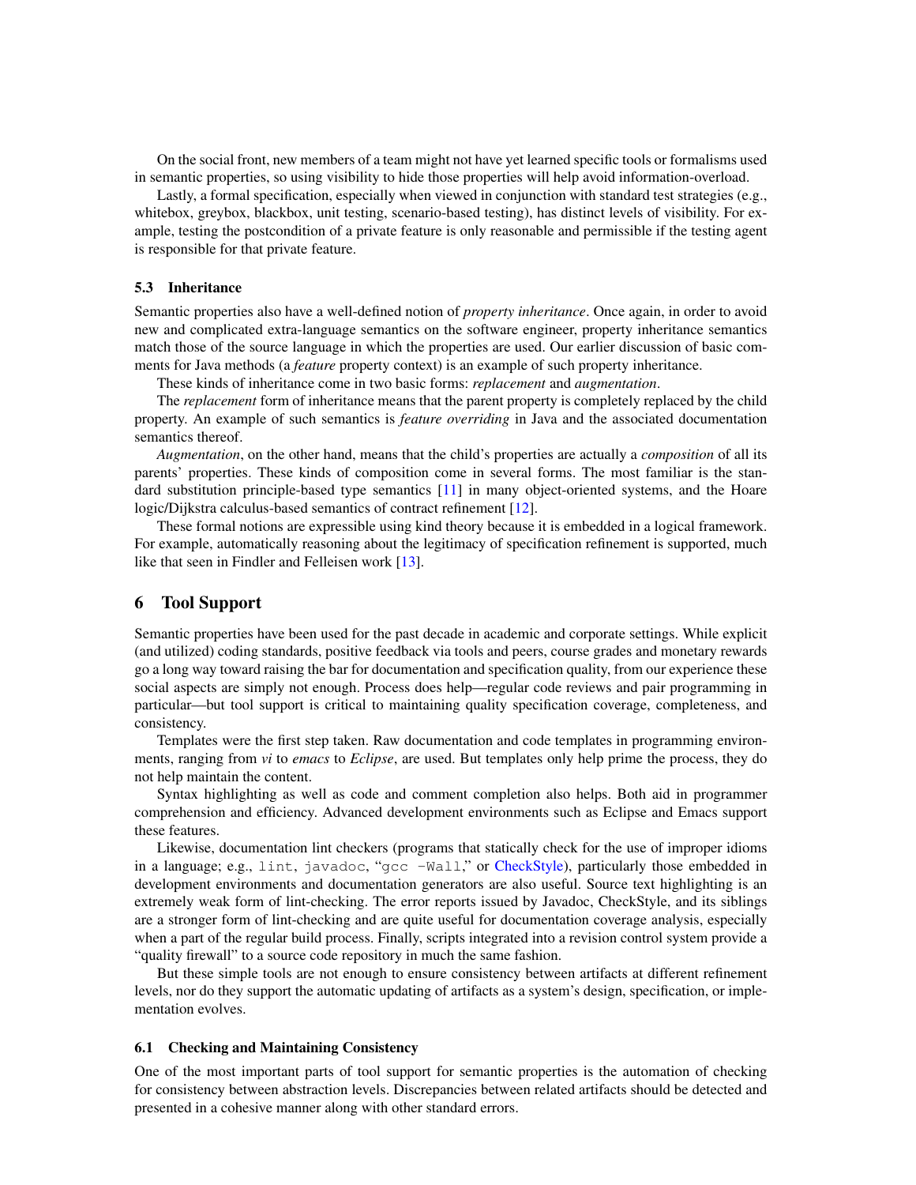On the social front, new members of a team might not have yet learned specific tools or formalisms used in semantic properties, so using visibility to hide those properties will help avoid information-overload.

Lastly, a formal specification, especially when viewed in conjunction with standard test strategies (e.g., whitebox, greybox, blackbox, unit testing, scenario-based testing), has distinct levels of visibility. For example, testing the postcondition of a private feature is only reasonable and permissible if the testing agent is responsible for that private feature.

### 5.3 Inheritance

Semantic properties also have a well-defined notion of *property inheritance*. Once again, in order to avoid new and complicated extra-language semantics on the software engineer, property inheritance semantics match those of the source language in which the properties are used. Our earlier discussion of basic comments for Java methods (a *feature* property context) is an example of such property inheritance.

These kinds of inheritance come in two basic forms: *replacement* and *augmentation*.

The *replacement* form of inheritance means that the parent property is completely replaced by the child property. An example of such semantics is *feature overriding* in Java and the associated documentation semantics thereof.

*Augmentation*, on the other hand, means that the child's properties are actually a *composition* of all its parents' properties. These kinds of composition come in several forms. The most familiar is the standard substitution principle-based type semantics [11] in many object-oriented systems, and the Hoare logic/Dijkstra calculus-based semantics of contract refinement [12].

These formal notions are expressible using kind theory because it is embedded in a logical framework. For example, automatically reasoning about the legitimacy of specification refinement is supported, much like that seen in Findler and Felleisen work [13].

## 6 Tool Support

Semantic properties have been used for the past decade in academic and corporate settings. While explicit (and utilized) coding standards, positive feedback via tools and peers, course grades and monetary rewards go a long way toward raising the bar for documentation and specification quality, from our experience these social aspects are simply not enough. Process does help—regular code reviews and pair programming in particular—but tool support is critical to maintaining quality specification coverage, completeness, and consistency.

Templates were the first step taken. Raw documentation and code templates in programming environments, ranging from *vi* to *emacs* to *Eclipse*, are used. But templates only help prime the process, they do not help maintain the content.

Syntax highlighting as well as code and comment completion also helps. Both aid in programmer comprehension and efficiency. Advanced development environments such as Eclipse and Emacs support these features.

Likewise, documentation lint checkers (programs that statically check for the use of improper idioms in a language; e.g., `lint`, `javadoc`, "`gcc -Wall`," or CheckStyle), particularly those embedded in development environments and documentation generators are also useful. Source text highlighting is an extremely weak form of lint-checking. The error reports issued by Javadoc, CheckStyle, and its siblings are a stronger form of lint-checking and are quite useful for documentation coverage analysis, especially when a part of the regular build process. Finally, scripts integrated into a revision control system provide a "quality firewall" to a source code repository in much the same fashion.

But these simple tools are not enough to ensure consistency between artifacts at different refinement levels, nor do they support the automatic updating of artifacts as a system's design, specification, or implementation evolves.

### 6.1 Checking and Maintaining Consistency

One of the most important parts of tool support for semantic properties is the automation of checking for consistency between abstraction levels. Discrepancies between related artifacts should be detected and presented in a cohesive manner along with other standard errors.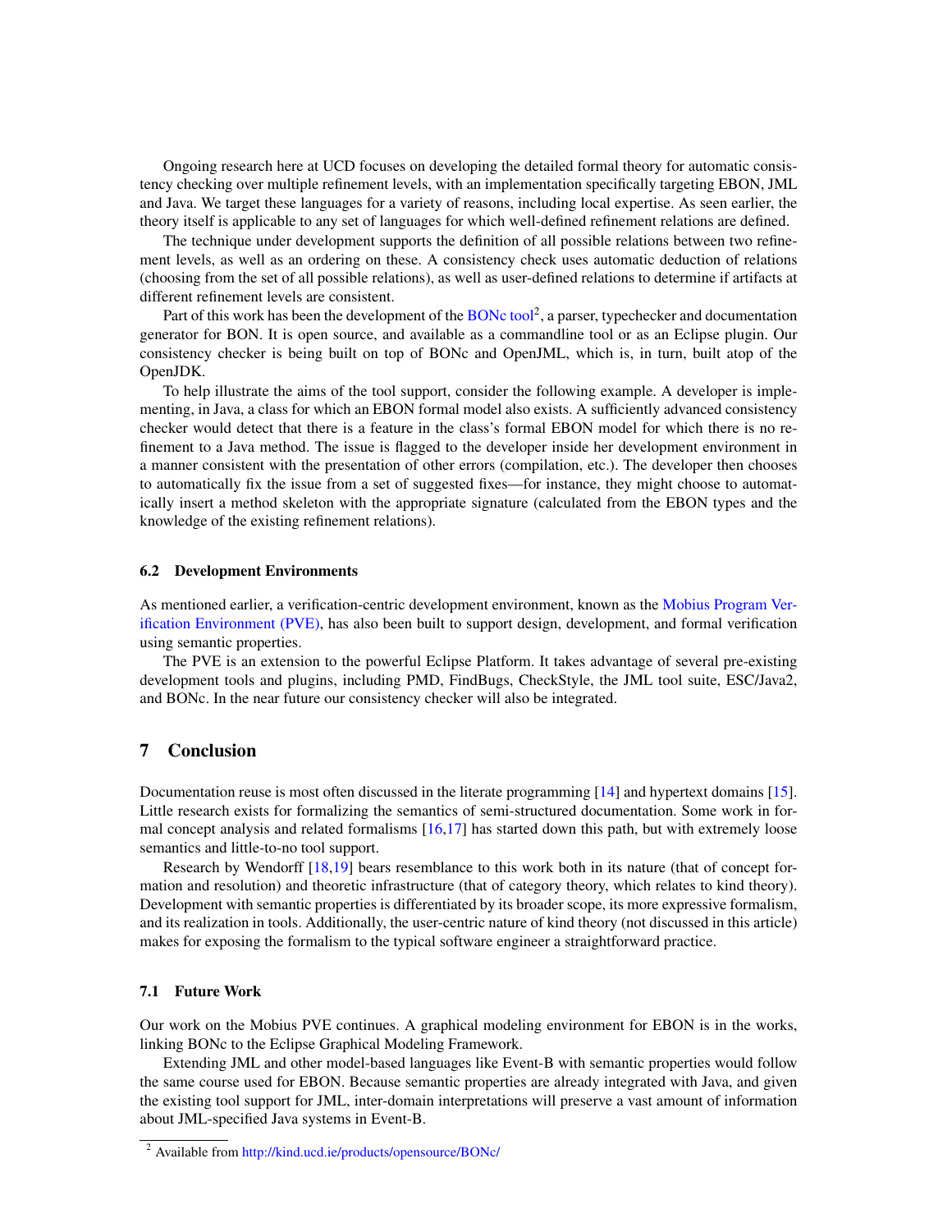Ongoing research here at UCD focuses on developing the detailed formal theory for automatic consistency checking over multiple refinement levels, with an implementation specifically targeting EBON, JML and Java. We target these languages for a variety of reasons, including local expertise. As seen earlier, the theory itself is applicable to any set of languages for which well-defined refinement relations are defined.

The technique under development supports the definition of all possible relations between two refinement levels, as well as an ordering on these. A consistency check uses automatic deduction of relations (choosing from the set of all possible relations), as well as user-defined relations to determine if artifacts at different refinement levels are consistent.

Part of this work has been the development of the BONc tool[2], a parser, typechecker and documentation generator for BON. It is open source, and available as a commandline tool or as an Eclipse plugin. Our consistency checker is being built on top of BONc and OpenJML, which is, in turn, built atop of the OpenJDK.

To help illustrate the aims of the tool support, consider the following example. A developer is implementing, in Java, a class for which an EBON formal model also exists. A sufficiently advanced consistency checker would detect that there is a feature in the class's formal EBON model for which there is no refinement to a Java method. The issue is flagged to the developer inside her development environment in a manner consistent with the presentation of other errors (compilation, etc.). The developer then chooses to automatically fix the issue from a set of suggested fixes—for instance, they might choose to automatically insert a method skeleton with the appropriate signature (calculated from the EBON types and the knowledge of the existing refinement relations).

### 6.2 Development Environments

As mentioned earlier, a verification-centric development environment, known as the Mobius Program Verification Environment (PVE), has also been built to support design, development, and formal verification using semantic properties.

The PVE is an extension to the powerful Eclipse Platform. It takes advantage of several pre-existing development tools and plugins, including PMD, FindBugs, CheckStyle, the JML tool suite, ESC/Java2, and BONc. In the near future our consistency checker will also be integrated.

## 7 Conclusion

Documentation reuse is most often discussed in the literate programming [14] and hypertext domains [15]. Little research exists for formalizing the semantics of semi-structured documentation. Some work in formal concept analysis and related formalisms [16,17] has started down this path, but with extremely loose semantics and little-to-no tool support.

Research by Wendorff [18,19] bears resemblance to this work both in its nature (that of concept formation and resolution) and theoretic infrastructure (that of category theory, which relates to kind theory). Development with semantic properties is differentiated by its broader scope, its more expressive formalism, and its realization in tools. Additionally, the user-centric nature of kind theory (not discussed in this article) makes for exposing the formalism to the typical software engineer a straightforward practice.

### 7.1 Future Work

Our work on the Mobius PVE continues. A graphical modeling environment for EBON is in the works, linking BONc to the Eclipse Graphical Modeling Framework.

Extending JML and other model-based languages like Event-B with semantic properties would follow the same course used for EBON. Because semantic properties are already integrated with Java, and given the existing tool support for JML, inter-domain interpretations will preserve a vast amount of information about JML-specified Java systems in Event-B.

[2] Available from http://kind.ucd.ie/products/opensource/BONc/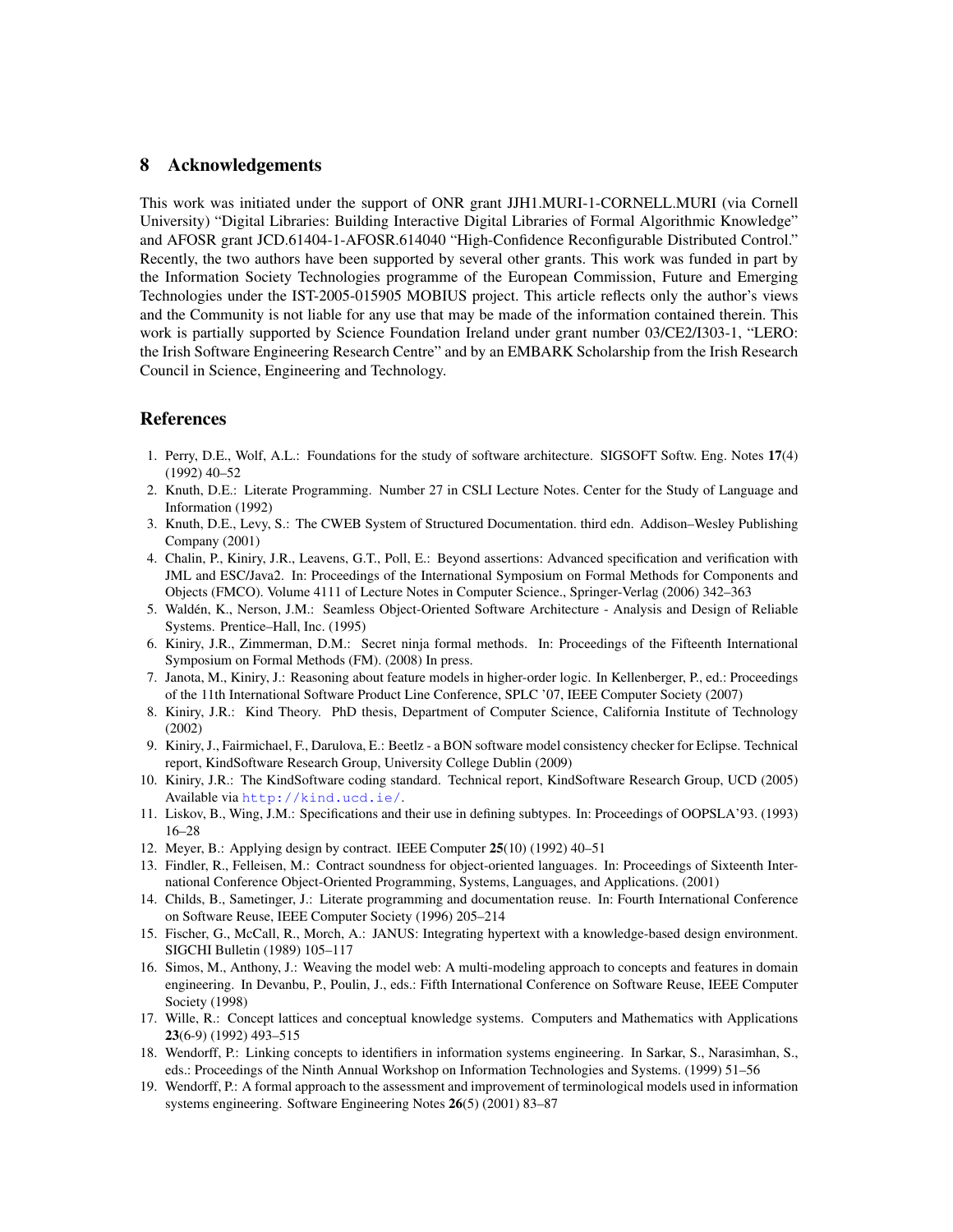## 8 Acknowledgements

This work was initiated under the support of ONR grant JJH1.MURI-1-CORNELL.MURI (via Cornell University) "Digital Libraries: Building Interactive Digital Libraries of Formal Algorithmic Knowledge" and AFOSR grant JCD.61404-1-AFOSR.614040 "High-Confidence Reconfigurable Distributed Control." Recently, the two authors have been supported by several other grants. This work was funded in part by the Information Society Technologies programme of the European Commission, Future and Emerging Technologies under the IST-2005-015905 MOBIUS project. This article reflects only the author's views and the Community is not liable for any use that may be made of the information contained therein. This work is partially supported by Science Foundation Ireland under grant number 03/CE2/I303-1, "LERO: the Irish Software Engineering Research Centre" and by an EMBARK Scholarship from the Irish Research Council in Science, Engineering and Technology.

## References

1. Perry, D.E., Wolf, A.L.: Foundations for the study of software architecture. SIGSOFT Softw. Eng. Notes **17**(4) (1992) 40–52
2. Knuth, D.E.: Literate Programming. Number 27 in CSLI Lecture Notes. Center for the Study of Language and Information (1992)
3. Knuth, D.E., Levy, S.: The CWEB System of Structured Documentation. third edn. Addison–Wesley Publishing Company (2001)
4. Chalin, P., Kiniry, J.R., Leavens, G.T., Poll, E.: Beyond assertions: Advanced specification and verification with JML and ESC/Java2. In: Proceedings of the International Symposium on Formal Methods for Components and Objects (FMCO). Volume 4111 of Lecture Notes in Computer Science., Springer-Verlag (2006) 342–363
5. Waldén, K., Nerson, J.M.: Seamless Object-Oriented Software Architecture - Analysis and Design of Reliable Systems. Prentice–Hall, Inc. (1995)
6. Kiniry, J.R., Zimmerman, D.M.: Secret ninja formal methods. In: Proceedings of the Fifteenth International Symposium on Formal Methods (FM). (2008) In press.
7. Janota, M., Kiniry, J.: Reasoning about feature models in higher-order logic. In Kellenberger, P., ed.: Proceedings of the 11th International Software Product Line Conference, SPLC '07, IEEE Computer Society (2007)
8. Kiniry, J.R.: Kind Theory. PhD thesis, Department of Computer Science, California Institute of Technology (2002)
9. Kiniry, J., Fairmichael, F., Darulova, E.: Beetlz - a BON software model consistency checker for Eclipse. Technical report, KindSoftware Research Group, University College Dublin (2009)
10. Kiniry, J.R.: The KindSoftware coding standard. Technical report, KindSoftware Research Group, UCD (2005) Available via http://kind.ucd.ie/.
11. Liskov, B., Wing, J.M.: Specifications and their use in defining subtypes. In: Proceedings of OOPSLA'93. (1993) 16–28
12. Meyer, B.: Applying design by contract. IEEE Computer **25**(10) (1992) 40–51
13. Findler, R., Felleisen, M.: Contract soundness for object-oriented languages. In: Proceedings of Sixteenth International Conference Object-Oriented Programming, Systems, Languages, and Applications. (2001)
14. Childs, B., Sametinger, J.: Literate programming and documentation reuse. In: Fourth International Conference on Software Reuse, IEEE Computer Society (1996) 205–214
15. Fischer, G., McCall, R., Morch, A.: JANUS: Integrating hypertext with a knowledge-based design environment. SIGCHI Bulletin (1989) 105–117
16. Simos, M., Anthony, J.: Weaving the model web: A multi-modeling approach to concepts and features in domain engineering. In Devanbu, P., Poulin, J., eds.: Fifth International Conference on Software Reuse, IEEE Computer Society (1998)
17. Wille, R.: Concept lattices and conceptual knowledge systems. Computers and Mathematics with Applications **23**(6-9) (1992) 493–515
18. Wendorff, P.: Linking concepts to identifiers in information systems engineering. In Sarkar, S., Narasimhan, S., eds.: Proceedings of the Ninth Annual Workshop on Information Technologies and Systems. (1999) 51–56
19. Wendorff, P.: A formal approach to the assessment and improvement of terminological models used in information systems engineering. Software Engineering Notes **26**(5) (2001) 83–87